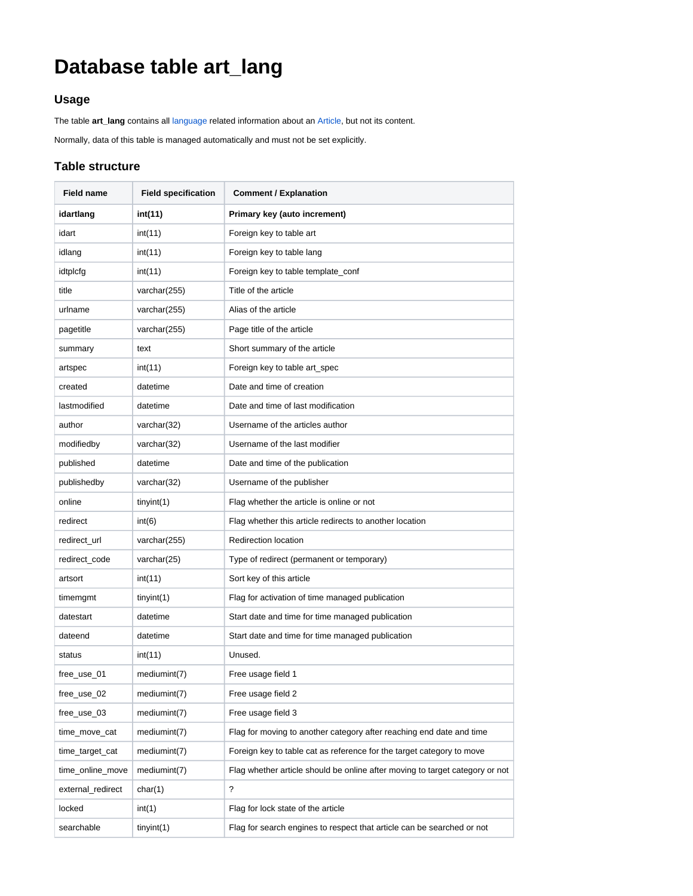# Database table art_lang

## Usage

The table **art_lang** contains all language related information about an Article, but not its content.

Normally, data of this table is managed automatically and must not be set explicitly.

## Table structure

| Field name | Field specification | Comment / Explanation |
|---|---|---|
| **idartlang** | **int(11)** | **Primary key (auto increment)** |
| idart | int(11) | Foreign key to table art |
| idlang | int(11) | Foreign key to table lang |
| idtplcfg | int(11) | Foreign key to table template_conf |
| title | varchar(255) | Title of the article |
| urlname | varchar(255) | Alias of the article |
| pagetitle | varchar(255) | Page title of the article |
| summary | text | Short summary of the article |
| artspec | int(11) | Foreign key to table art_spec |
| created | datetime | Date and time of creation |
| lastmodified | datetime | Date and time of last modification |
| author | varchar(32) | Username of the articles author |
| modifiedby | varchar(32) | Username of the last modifier |
| published | datetime | Date and time of the publication |
| publishedby | varchar(32) | Username of the publisher |
| online | tinyint(1) | Flag whether the article is online or not |
| redirect | int(6) | Flag whether this article redirects to another location |
| redirect_url | varchar(255) | Redirection location |
| redirect_code | varchar(25) | Type of redirect (permanent or temporary) |
| artsort | int(11) | Sort key of this article |
| timemgmt | tinyint(1) | Flag for activation of time managed publication |
| datestart | datetime | Start date and time for time managed publication |
| dateend | datetime | Start date and time for time managed publication |
| status | int(11) | Unused. |
| free_use_01 | mediumint(7) | Free usage field 1 |
| free_use_02 | mediumint(7) | Free usage field 2 |
| free_use_03 | mediumint(7) | Free usage field 3 |
| time_move_cat | mediumint(7) | Flag for moving to another category after reaching end date and time |
| time_target_cat | mediumint(7) | Foreign key to table cat as reference for the target category to move |
| time_online_move | mediumint(7) | Flag whether article should be online after moving to target category or not |
| external_redirect | char(1) | ? |
| locked | int(1) | Flag for lock state of the article |
| searchable | tinyint(1) | Flag for search engines to respect that article can be searched or not |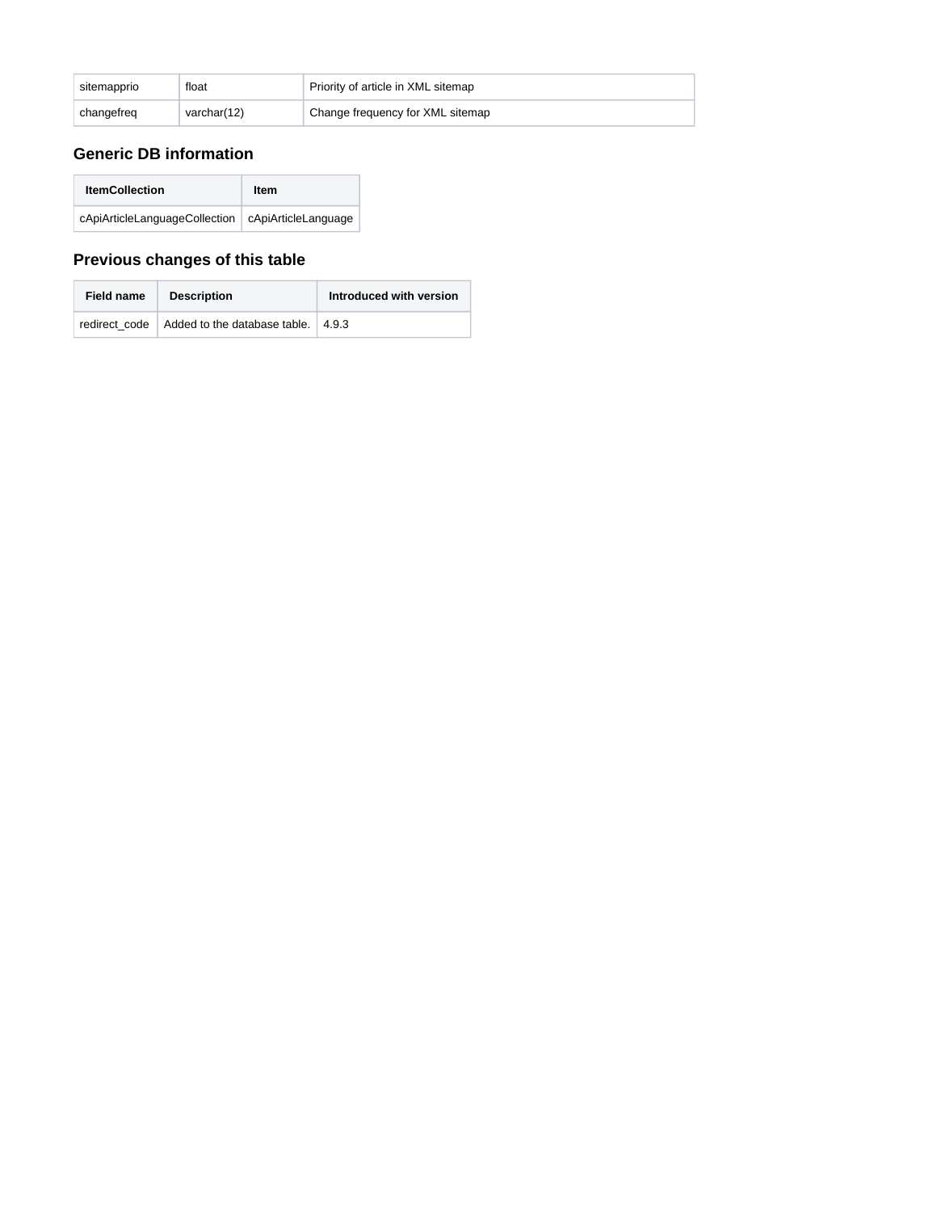| | | |
|---|---|---|
| sitemapprio | float | Priority of article in XML sitemap |
| changefreq | varchar(12) | Change frequency for XML sitemap |

### Generic DB information

| ItemCollection | Item |
|---|---|
| cApiArticleLanguageCollection | cApiArticleLanguage |

### Previous changes of this table

| Field name | Description | Introduced with version |
|---|---|---|
| redirect_code | Added to the database table. | 4.9.3 |